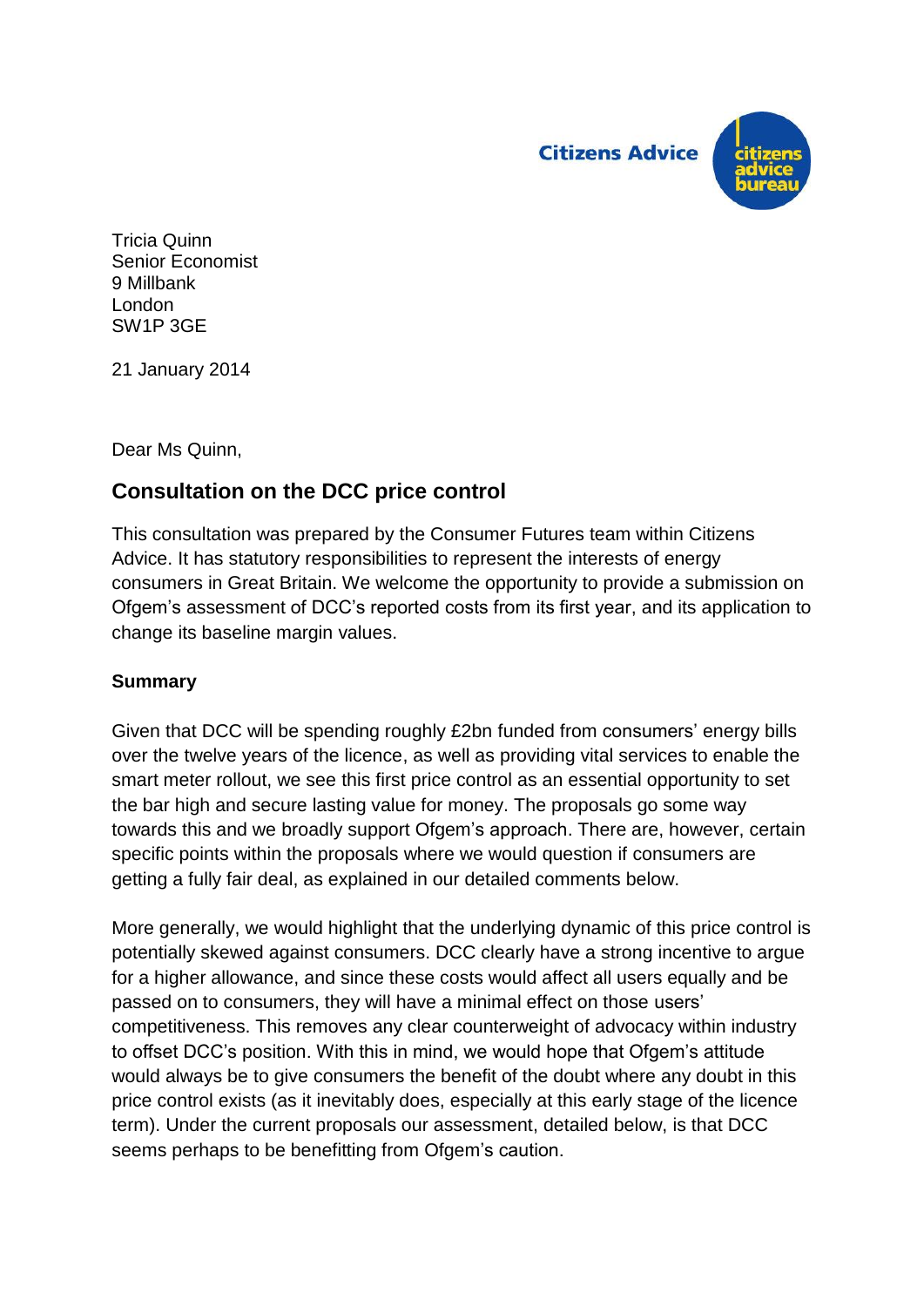Citizens Advice

Tricia Quinn
Senior Economist
9 Millbank
London
SW1P 3GE

21 January 2014

Dear Ms Quinn,

## Consultation on the DCC price control

This consultation was prepared by the Consumer Futures team within Citizens Advice. It has statutory responsibilities to represent the interests of energy consumers in Great Britain. We welcome the opportunity to provide a submission on Ofgem's assessment of DCC's reported costs from its first year, and its application to change its baseline margin values.

**Summary**

Given that DCC will be spending roughly £2bn funded from consumers' energy bills over the twelve years of the licence, as well as providing vital services to enable the smart meter rollout, we see this first price control as an essential opportunity to set the bar high and secure lasting value for money. The proposals go some way towards this and we broadly support Ofgem's approach. There are, however, certain specific points within the proposals where we would question if consumers are getting a fully fair deal, as explained in our detailed comments below.

More generally, we would highlight that the underlying dynamic of this price control is potentially skewed against consumers. DCC clearly have a strong incentive to argue for a higher allowance, and since these costs would affect all users equally and be passed on to consumers, they will have a minimal effect on those users' competitiveness. This removes any clear counterweight of advocacy within industry to offset DCC's position. With this in mind, we would hope that Ofgem's attitude would always be to give consumers the benefit of the doubt where any doubt in this price control exists (as it inevitably does, especially at this early stage of the licence term). Under the current proposals our assessment, detailed below, is that DCC seems perhaps to be benefitting from Ofgem's caution.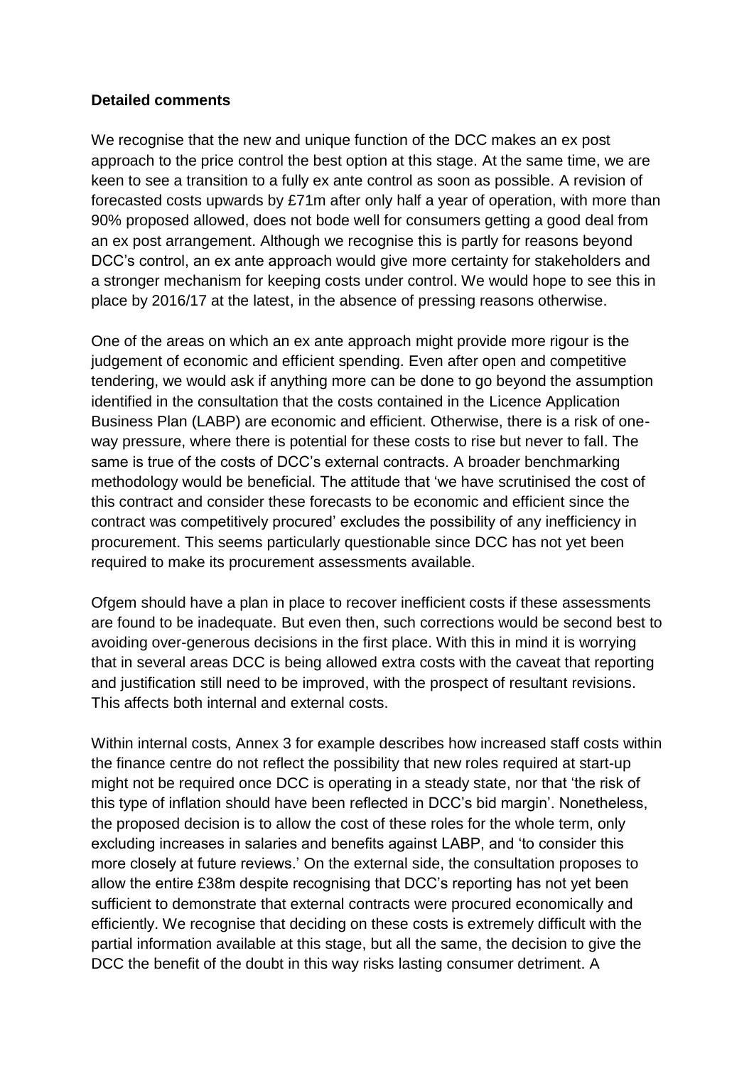**Detailed comments**

We recognise that the new and unique function of the DCC makes an ex post approach to the price control the best option at this stage. At the same time, we are keen to see a transition to a fully ex ante control as soon as possible. A revision of forecasted costs upwards by £71m after only half a year of operation, with more than 90% proposed allowed, does not bode well for consumers getting a good deal from an ex post arrangement. Although we recognise this is partly for reasons beyond DCC's control, an ex ante approach would give more certainty for stakeholders and a stronger mechanism for keeping costs under control. We would hope to see this in place by 2016/17 at the latest, in the absence of pressing reasons otherwise.

One of the areas on which an ex ante approach might provide more rigour is the judgement of economic and efficient spending. Even after open and competitive tendering, we would ask if anything more can be done to go beyond the assumption identified in the consultation that the costs contained in the Licence Application Business Plan (LABP) are economic and efficient. Otherwise, there is a risk of one-way pressure, where there is potential for these costs to rise but never to fall. The same is true of the costs of DCC's external contracts. A broader benchmarking methodology would be beneficial. The attitude that 'we have scrutinised the cost of this contract and consider these forecasts to be economic and efficient since the contract was competitively procured' excludes the possibility of any inefficiency in procurement. This seems particularly questionable since DCC has not yet been required to make its procurement assessments available.

Ofgem should have a plan in place to recover inefficient costs if these assessments are found to be inadequate. But even then, such corrections would be second best to avoiding over-generous decisions in the first place. With this in mind it is worrying that in several areas DCC is being allowed extra costs with the caveat that reporting and justification still need to be improved, with the prospect of resultant revisions. This affects both internal and external costs.

Within internal costs, Annex 3 for example describes how increased staff costs within the finance centre do not reflect the possibility that new roles required at start-up might not be required once DCC is operating in a steady state, nor that 'the risk of this type of inflation should have been reflected in DCC's bid margin'. Nonetheless, the proposed decision is to allow the cost of these roles for the whole term, only excluding increases in salaries and benefits against LABP, and 'to consider this more closely at future reviews.' On the external side, the consultation proposes to allow the entire £38m despite recognising that DCC's reporting has not yet been sufficient to demonstrate that external contracts were procured economically and efficiently. We recognise that deciding on these costs is extremely difficult with the partial information available at this stage, but all the same, the decision to give the DCC the benefit of the doubt in this way risks lasting consumer detriment. A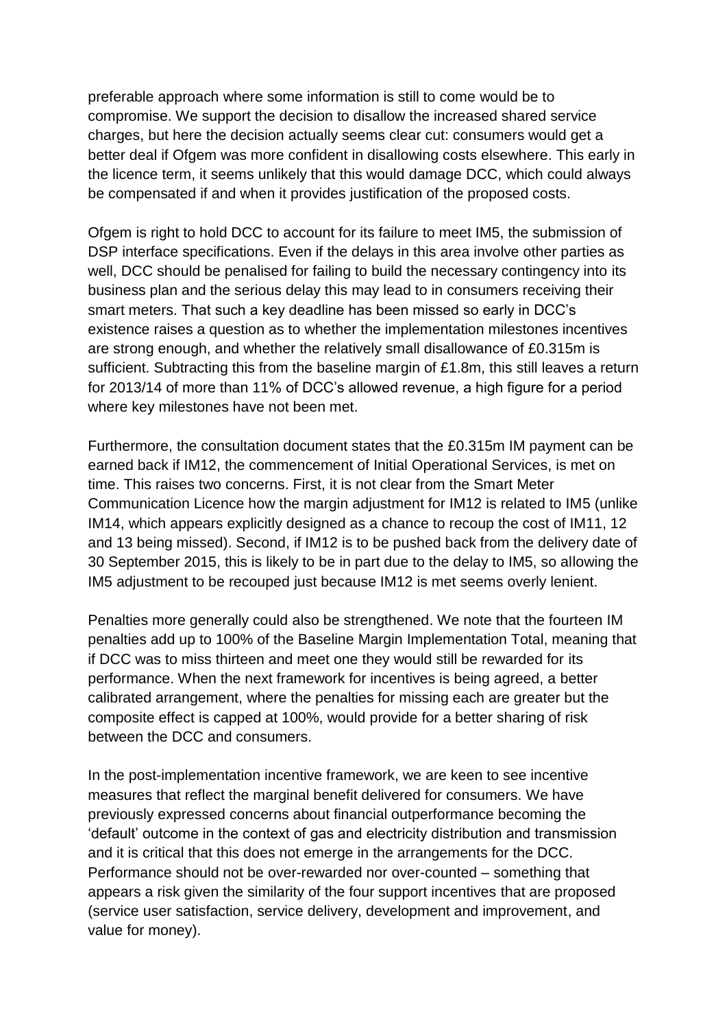preferable approach where some information is still to come would be to compromise. We support the decision to disallow the increased shared service charges, but here the decision actually seems clear cut: consumers would get a better deal if Ofgem was more confident in disallowing costs elsewhere. This early in the licence term, it seems unlikely that this would damage DCC, which could always be compensated if and when it provides justification of the proposed costs.

Ofgem is right to hold DCC to account for its failure to meet IM5, the submission of DSP interface specifications. Even if the delays in this area involve other parties as well, DCC should be penalised for failing to build the necessary contingency into its business plan and the serious delay this may lead to in consumers receiving their smart meters. That such a key deadline has been missed so early in DCC's existence raises a question as to whether the implementation milestones incentives are strong enough, and whether the relatively small disallowance of £0.315m is sufficient. Subtracting this from the baseline margin of £1.8m, this still leaves a return for 2013/14 of more than 11% of DCC's allowed revenue, a high figure for a period where key milestones have not been met.

Furthermore, the consultation document states that the £0.315m IM payment can be earned back if IM12, the commencement of Initial Operational Services, is met on time. This raises two concerns. First, it is not clear from the Smart Meter Communication Licence how the margin adjustment for IM12 is related to IM5 (unlike IM14, which appears explicitly designed as a chance to recoup the cost of IM11, 12 and 13 being missed). Second, if IM12 is to be pushed back from the delivery date of 30 September 2015, this is likely to be in part due to the delay to IM5, so allowing the IM5 adjustment to be recouped just because IM12 is met seems overly lenient.

Penalties more generally could also be strengthened. We note that the fourteen IM penalties add up to 100% of the Baseline Margin Implementation Total, meaning that if DCC was to miss thirteen and meet one they would still be rewarded for its performance. When the next framework for incentives is being agreed, a better calibrated arrangement, where the penalties for missing each are greater but the composite effect is capped at 100%, would provide for a better sharing of risk between the DCC and consumers.

In the post-implementation incentive framework, we are keen to see incentive measures that reflect the marginal benefit delivered for consumers. We have previously expressed concerns about financial outperformance becoming the 'default' outcome in the context of gas and electricity distribution and transmission and it is critical that this does not emerge in the arrangements for the DCC. Performance should not be over-rewarded nor over-counted – something that appears a risk given the similarity of the four support incentives that are proposed (service user satisfaction, service delivery, development and improvement, and value for money).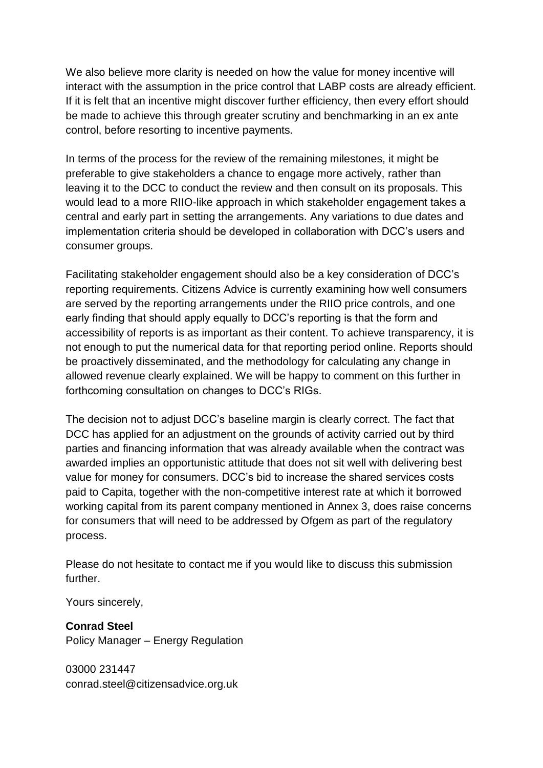We also believe more clarity is needed on how the value for money incentive will interact with the assumption in the price control that LABP costs are already efficient. If it is felt that an incentive might discover further efficiency, then every effort should be made to achieve this through greater scrutiny and benchmarking in an ex ante control, before resorting to incentive payments.

In terms of the process for the review of the remaining milestones, it might be preferable to give stakeholders a chance to engage more actively, rather than leaving it to the DCC to conduct the review and then consult on its proposals. This would lead to a more RIIO-like approach in which stakeholder engagement takes a central and early part in setting the arrangements. Any variations to due dates and implementation criteria should be developed in collaboration with DCC's users and consumer groups.

Facilitating stakeholder engagement should also be a key consideration of DCC's reporting requirements. Citizens Advice is currently examining how well consumers are served by the reporting arrangements under the RIIO price controls, and one early finding that should apply equally to DCC's reporting is that the form and accessibility of reports is as important as their content. To achieve transparency, it is not enough to put the numerical data for that reporting period online. Reports should be proactively disseminated, and the methodology for calculating any change in allowed revenue clearly explained. We will be happy to comment on this further in forthcoming consultation on changes to DCC's RIGs.

The decision not to adjust DCC's baseline margin is clearly correct. The fact that DCC has applied for an adjustment on the grounds of activity carried out by third parties and financing information that was already available when the contract was awarded implies an opportunistic attitude that does not sit well with delivering best value for money for consumers. DCC's bid to increase the shared services costs paid to Capita, together with the non-competitive interest rate at which it borrowed working capital from its parent company mentioned in Annex 3, does raise concerns for consumers that will need to be addressed by Ofgem as part of the regulatory process.

Please do not hesitate to contact me if you would like to discuss this submission further.

Yours sincerely,

**Conrad Steel**
Policy Manager – Energy Regulation

03000 231447
conrad.steel@citizensadvice.org.uk